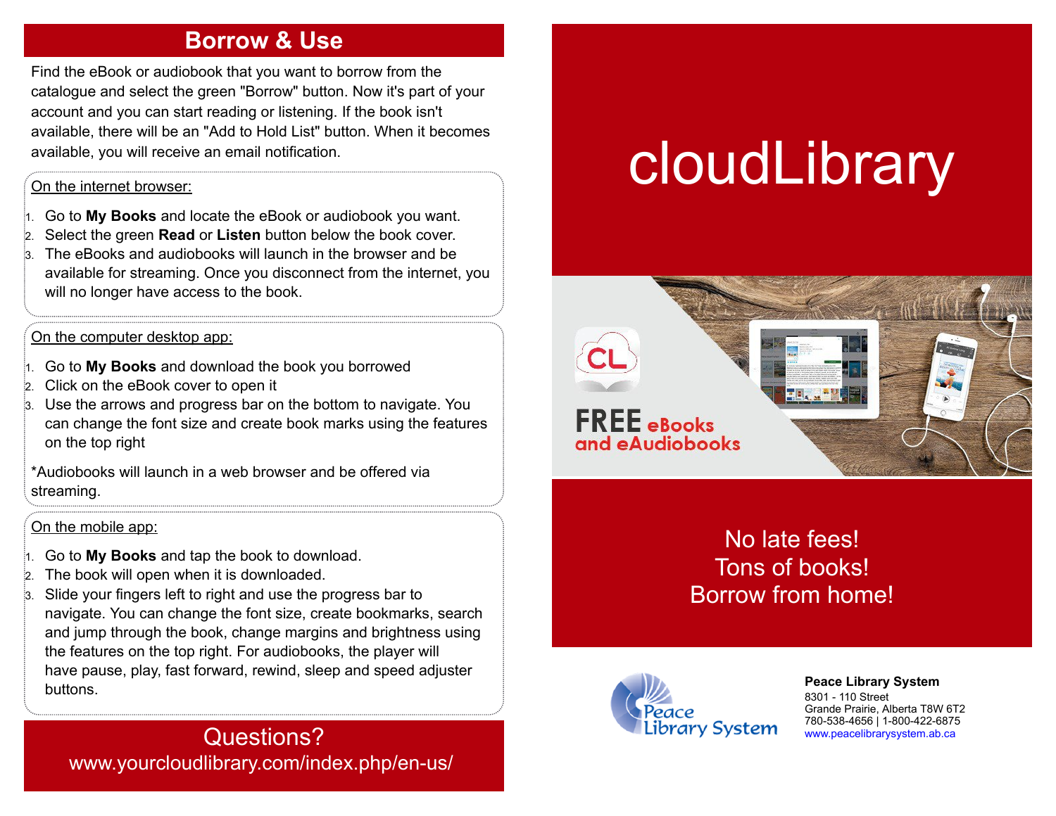## Borrow & Use

Find the eBook or audiobook that you want to borrow from the catalogue and select the green "Borrow" button. Now it's part of your account and you can start reading or listening. If the book isn't available, there will be an "Add to Hold List" button. When it becomes available, you will receive an email notification.

On the internet browser:

1. Go to **My Books** and locate the eBook or audiobook you want.
2. Select the green **Read** or **Listen** button below the book cover.
3. The eBooks and audiobooks will launch in the browser and be available for streaming. Once you disconnect from the internet, you will no longer have access to the book.

On the computer desktop app:

1. Go to **My Books** and download the book you borrowed
2. Click on the eBook cover to open it
3. Use the arrows and progress bar on the bottom to navigate. You can change the font size and create book marks using the features on the top right

*Audiobooks will launch in a web browser and be offered via streaming.

On the mobile app:

1. Go to **My Books** and tap the book to download.
2. The book will open when it is downloaded.
3. Slide your fingers left to right and use the progress bar to navigate. You can change the font size, create bookmarks, search and jump through the book, change margins and brightness using the features on the top right. For audiobooks, the player will have pause, play, fast forward, rewind, sleep and speed adjuster buttons.

## Questions?

www.yourcloudlibrary.com/index.php/en-us/

# cloudLibrary

CL

**FREE** eBooks and eAudiobooks

No late fees!
Tons of books!
Borrow from home!

Peace Library System

**Peace Library System**
8301 - 110 Street
Grande Prairie, Alberta T8W 6T2
780-538-4656 | 1-800-422-6875
www.peacelibrarysystem.ab.ca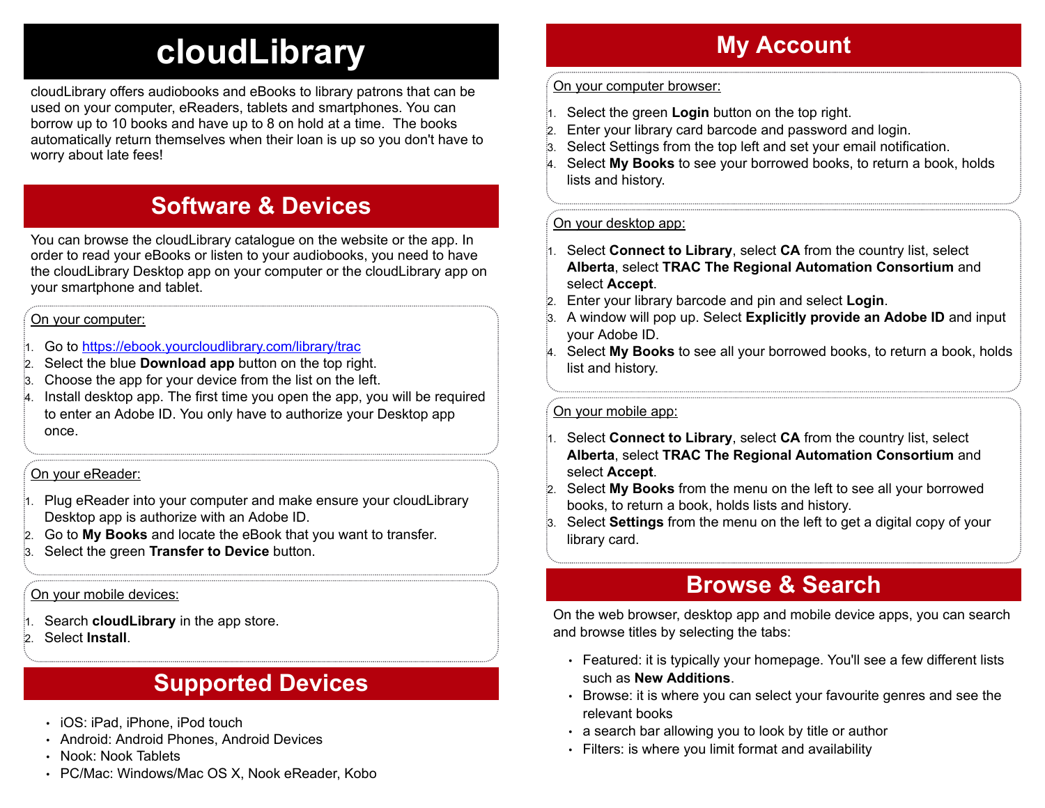# cloudLibrary

cloudLibrary offers audiobooks and eBooks to library patrons that can be used on your computer, eReaders, tablets and smartphones. You can borrow up to 10 books and have up to 8 on hold at a time. The books automatically return themselves when their loan is up so you don't have to worry about late fees!

## Software & Devices

You can browse the cloudLibrary catalogue on the website or the app. In order to read your eBooks or listen to your audiobooks, you need to have the cloudLibrary Desktop app on your computer or the cloudLibrary app on your smartphone and tablet.

On your computer:

1. Go to https://ebook.yourcloudlibrary.com/library/trac
2. Select the blue **Download app** button on the top right.
3. Choose the app for your device from the list on the left.
4. Install desktop app. The first time you open the app, you will be required to enter an Adobe ID. You only have to authorize your Desktop app once.

On your eReader:

1. Plug eReader into your computer and make ensure your cloudLibrary Desktop app is authorize with an Adobe ID.
2. Go to **My Books** and locate the eBook that you want to transfer.
3. Select the green **Transfer to Device** button.

On your mobile devices:

1. Search **cloudLibrary** in the app store.
2. Select **Install**.

## Supported Devices

- iOS: iPad, iPhone, iPod touch
- Android: Android Phones, Android Devices
- Nook: Nook Tablets
- PC/Mac: Windows/Mac OS X, Nook eReader, Kobo

## My Account

On your computer browser:

1. Select the green **Login** button on the top right.
2. Enter your library card barcode and password and login.
3. Select Settings from the top left and set your email notification.
4. Select **My Books** to see your borrowed books, to return a book, holds lists and history.

On your desktop app:

1. Select **Connect to Library**, select **CA** from the country list, select **Alberta**, select **TRAC The Regional Automation Consortium** and select **Accept**.
2. Enter your library barcode and pin and select **Login**.
3. A window will pop up. Select **Explicitly provide an Adobe ID** and input your Adobe ID.
4. Select **My Books** to see all your borrowed books, to return a book, holds list and history.

On your mobile app:

1. Select **Connect to Library**, select **CA** from the country list, select **Alberta**, select **TRAC The Regional Automation Consortium** and select **Accept**.
2. Select **My Books** from the menu on the left to see all your borrowed books, to return a book, holds lists and history.
3. Select **Settings** from the menu on the left to get a digital copy of your library card.

## Browse & Search

On the web browser, desktop app and mobile device apps, you can search and browse titles by selecting the tabs:

- Featured: it is typically your homepage. You'll see a few different lists such as **New Additions**.
- Browse: it is where you can select your favourite genres and see the relevant books
- a search bar allowing you to look by title or author
- Filters: is where you limit format and availability